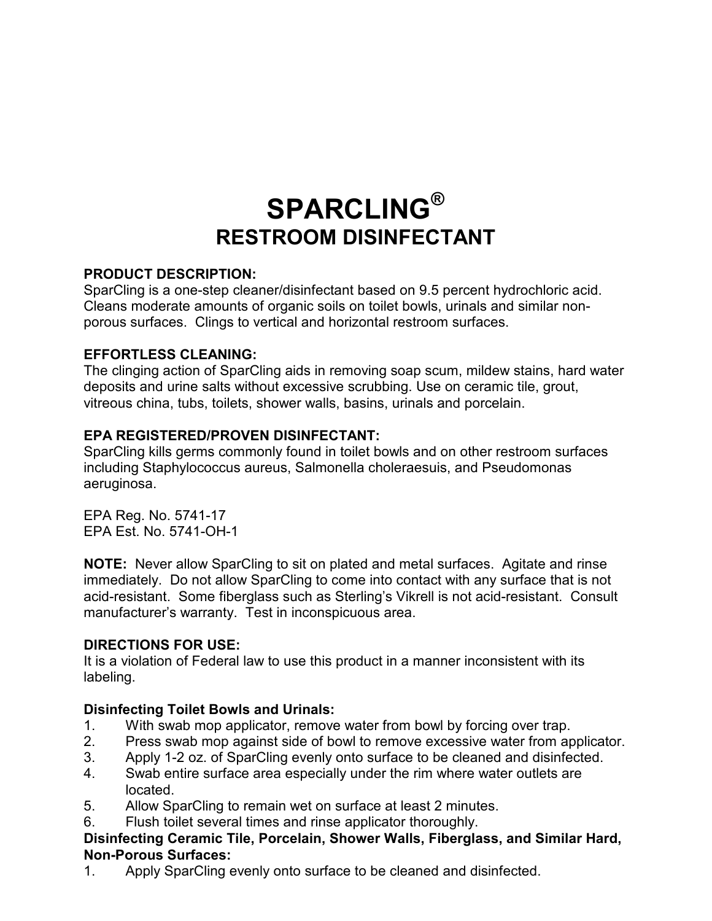# SPARCLING®
## RESTROOM DISINFECTANT

**PRODUCT DESCRIPTION:**
SparCling is a one-step cleaner/disinfectant based on 9.5 percent hydrochloric acid. Cleans moderate amounts of organic soils on toilet bowls, urinals and similar non-porous surfaces. Clings to vertical and horizontal restroom surfaces.

**EFFORTLESS CLEANING:**
The clinging action of SparCling aids in removing soap scum, mildew stains, hard water deposits and urine salts without excessive scrubbing. Use on ceramic tile, grout, vitreous china, tubs, toilets, shower walls, basins, urinals and porcelain.

**EPA REGISTERED/PROVEN DISINFECTANT:**
SparCling kills germs commonly found in toilet bowls and on other restroom surfaces including Staphylococcus aureus, Salmonella choleraesuis, and Pseudomonas aeruginosa.

EPA Reg. No. 5741-17
EPA Est. No. 5741-OH-1

**NOTE:** Never allow SparCling to sit on plated and metal surfaces. Agitate and rinse immediately. Do not allow SparCling to come into contact with any surface that is not acid-resistant. Some fiberglass such as Sterling's Vikrell is not acid-resistant. Consult manufacturer's warranty. Test in inconspicuous area.

**DIRECTIONS FOR USE:**
It is a violation of Federal law to use this product in a manner inconsistent with its labeling.

**Disinfecting Toilet Bowls and Urinals:**
1. With swab mop applicator, remove water from bowl by forcing over trap.
2. Press swab mop against side of bowl to remove excessive water from applicator.
3. Apply 1-2 oz. of SparCling evenly onto surface to be cleaned and disinfected.
4. Swab entire surface area especially under the rim where water outlets are located.
5. Allow SparCling to remain wet on surface at least 2 minutes.
6. Flush toilet several times and rinse applicator thoroughly.

**Disinfecting Ceramic Tile, Porcelain, Shower Walls, Fiberglass, and Similar Hard, Non-Porous Surfaces:**
1. Apply SparCling evenly onto surface to be cleaned and disinfected.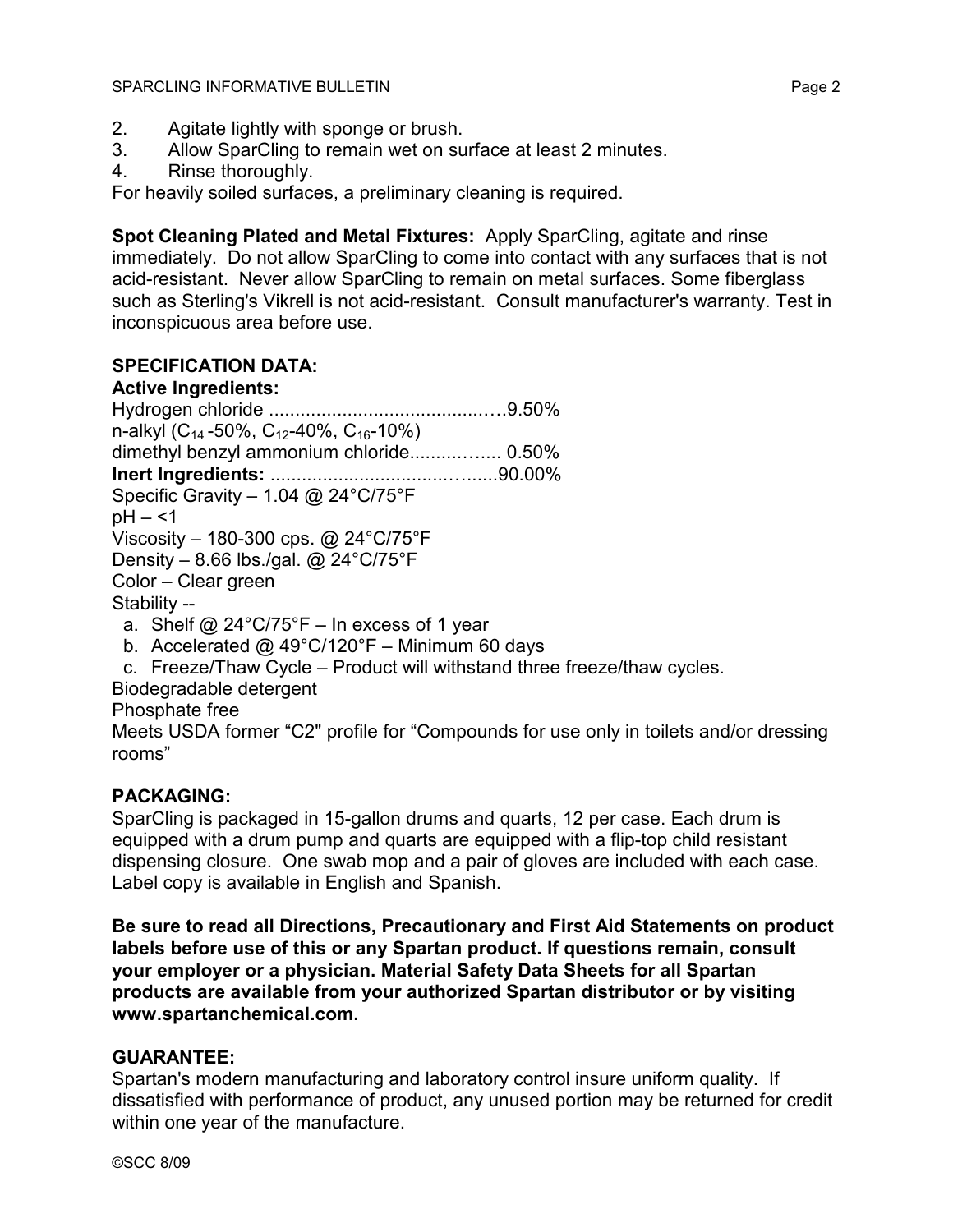2. Agitate lightly with sponge or brush.
3. Allow SparCling to remain wet on surface at least 2 minutes.
4. Rinse thoroughly.

For heavily soiled surfaces, a preliminary cleaning is required.

**Spot Cleaning Plated and Metal Fixtures:** Apply SparCling, agitate and rinse immediately. Do not allow SparCling to come into contact with any surfaces that is not acid-resistant. Never allow SparCling to remain on metal surfaces. Some fiberglass such as Sterling's Vikrell is not acid-resistant. Consult manufacturer's warranty. Test in inconspicuous area before use.

**SPECIFICATION DATA:**

**Active Ingredients:**

Hydrogen chloride ...........................................9.50%
n-alkyl ($C_{14}$ -50%, $C_{12}$-40%, $C_{16}$-10%)
dimethyl benzyl ammonium chloride................. 0.50%
**Inert Ingredients:** .............................................90.00%
Specific Gravity – 1.04 @ 24°C/75°F
pH – <1
Viscosity – 180-300 cps. @ 24°C/75°F
Density – 8.66 lbs./gal. @ 24°C/75°F
Color – Clear green
Stability --

a. Shelf @ 24°C/75°F – In excess of 1 year
b. Accelerated @ 49°C/120°F – Minimum 60 days
c. Freeze/Thaw Cycle – Product will withstand three freeze/thaw cycles.

Biodegradable detergent
Phosphate free
Meets USDA former "C2" profile for "Compounds for use only in toilets and/or dressing rooms"

**PACKAGING:**

SparCling is packaged in 15-gallon drums and quarts, 12 per case. Each drum is equipped with a drum pump and quarts are equipped with a flip-top child resistant dispensing closure. One swab mop and a pair of gloves are included with each case. Label copy is available in English and Spanish.

**Be sure to read all Directions, Precautionary and First Aid Statements on product labels before use of this or any Spartan product. If questions remain, consult your employer or a physician. Material Safety Data Sheets for all Spartan products are available from your authorized Spartan distributor or by visiting www.spartanchemical.com.**

**GUARANTEE:**

Spartan's modern manufacturing and laboratory control insure uniform quality. If dissatisfied with performance of product, any unused portion may be returned for credit within one year of the manufacture.

©SCC 8/09